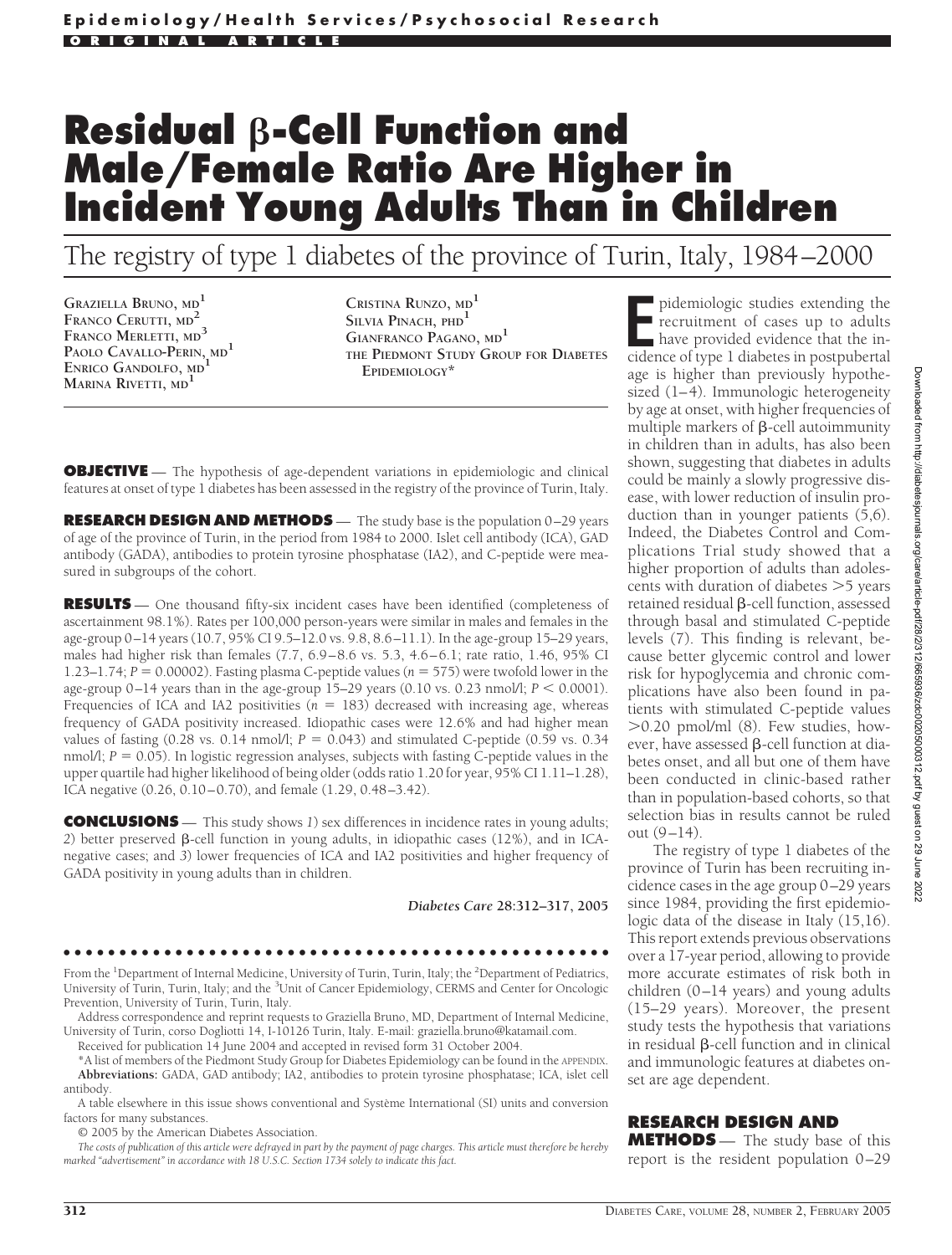ORIGINAL ARTICLE

# Residual β-Cell Function and Male/Female Ratio Are Higher in Incident Young Adults Than in Children

## The registry of type 1 diabetes of the province of Turin, Italy, 1984–2000

GRAZIELLA BRUNO, MD[1]
FRANCO CERUTTI, MD[2]
FRANCO MERLETTI, MD[3]
PAOLO CAVALLO-PERIN, MD[1]
ENRICO GANDOLFO, MD[1]
MARINA RIVETTI, MD[1]
CRISTINA RUNZO, MD[1]
SILVIA PINACH, PHD[1]
GIANFRANCO PAGANO, MD[1]
THE PIEDMONT STUDY GROUP FOR DIABETES EPIDEMIOLOGY*

**OBJECTIVE** — The hypothesis of age-dependent variations in epidemiologic and clinical features at onset of type 1 diabetes has been assessed in the registry of the province of Turin, Italy.

**RESEARCH DESIGN AND METHODS** — The study base is the population 0–29 years of age of the province of Turin, in the period from 1984 to 2000. Islet cell antibody (ICA), GAD antibody (GADA), antibodies to protein tyrosine phosphatase (IA2), and C-peptide were measured in subgroups of the cohort.

**RESULTS** — One thousand fifty-six incident cases have been identified (completeness of ascertainment 98.1%). Rates per 100,000 person-years were similar in males and females in the age-group 0–14 years (10.7, 95% CI 9.5–12.0 vs. 9.8, 8.6–11.1). In the age-group 15–29 years, males had higher risk than females (7.7, 6.9–8.6 vs. 5.3, 4.6–6.1; rate ratio, 1.46, 95% CI 1.23–1.74; $P = 0.00002$). Fasting plasma C-peptide values ($n = 575$) were twofold lower in the age-group 0–14 years than in the age-group 15–29 years (0.10 vs. 0.23 nmol/l; $P < 0.0001$). Frequencies of ICA and IA2 positivities ($n = 183$) decreased with increasing age, whereas frequency of GADA positivity increased. Idiopathic cases were 12.6% and had higher mean values of fasting (0.28 vs. 0.14 nmol/l; $P = 0.043$) and stimulated C-peptide (0.59 vs. 0.34 nmol/l; $P = 0.05$). In logistic regression analyses, subjects with fasting C-peptide values in the upper quartile had higher likelihood of being older (odds ratio 1.20 for year, 95% CI 1.11–1.28), ICA negative (0.26, 0.10–0.70), and female (1.29, 0.48–3.42).

**CONCLUSIONS** — This study shows *1*) sex differences in incidence rates in young adults; *2*) better preserved β-cell function in young adults, in idiopathic cases (12%), and in ICA-negative cases; and *3*) lower frequencies of ICA and IA2 positivities and higher frequency of GADA positivity in young adults than in children.

*Diabetes Care* **28:312–317, 2005**

From the [1]Department of Internal Medicine, University of Turin, Turin, Italy; the [2]Department of Pediatrics, University of Turin, Turin, Italy; and the [3]Unit of Cancer Epidemiology, CERMS and Center for Oncologic Prevention, University of Turin, Turin, Italy.

Address correspondence and reprint requests to Graziella Bruno, MD, Department of Internal Medicine, University of Turin, corso Dogliotti 14, I-10126 Turin, Italy. E-mail: graziella.bruno@katamail.com.

Received for publication 14 June 2004 and accepted in revised form 31 October 2004.

*A list of members of the Piedmont Study Group for Diabetes Epidemiology can be found in the APPENDIX.

**Abbreviations:** GADA, GAD antibody; IA2, antibodies to protein tyrosine phosphatase; ICA, islet cell antibody.

A table elsewhere in this issue shows conventional and Système International (SI) units and conversion factors for many substances.

© 2005 by the American Diabetes Association.

*The costs of publication of this article were defrayed in part by the payment of page charges. This article must therefore be hereby marked "advertisement" in accordance with 18 U.S.C. Section 1734 solely to indicate this fact.*

Epidemiologic studies extending the recruitment of cases up to adults have provided evidence that the incidence of type 1 diabetes in postpubertal age is higher than previously hypothesized (1–4). Immunologic heterogeneity by age at onset, with higher frequencies of multiple markers of β-cell autoimmunity in children than in adults, has also been shown, suggesting that diabetes in adults could be mainly a slowly progressive disease, with lower reduction of insulin production than in younger patients (5,6). Indeed, the Diabetes Control and Complications Trial study showed that a higher proportion of adults than adolescents with duration of diabetes >5 years retained residual β-cell function, assessed through basal and stimulated C-peptide levels (7). This finding is relevant, because better glycemic control and lower risk for hypoglycemia and chronic complications have also been found in patients with stimulated C-peptide values >0.20 pmol/ml (8). Few studies, however, have assessed β-cell function at diabetes onset, and all but one of them have been conducted in clinic-based rather than in population-based cohorts, so that selection bias in results cannot be ruled out (9–14).

The registry of type 1 diabetes of the province of Turin has been recruiting incidence cases in the age group 0–29 years since 1984, providing the first epidemiologic data of the disease in Italy (15,16). This report extends previous observations over a 17-year period, allowing to provide more accurate estimates of risk both in children (0–14 years) and young adults (15–29 years). Moreover, the present study tests the hypothesis that variations in residual β-cell function and in clinical and immunologic features at diabetes onset are age dependent.

## RESEARCH DESIGN AND METHODS

The study base of this report is the resident population 0–29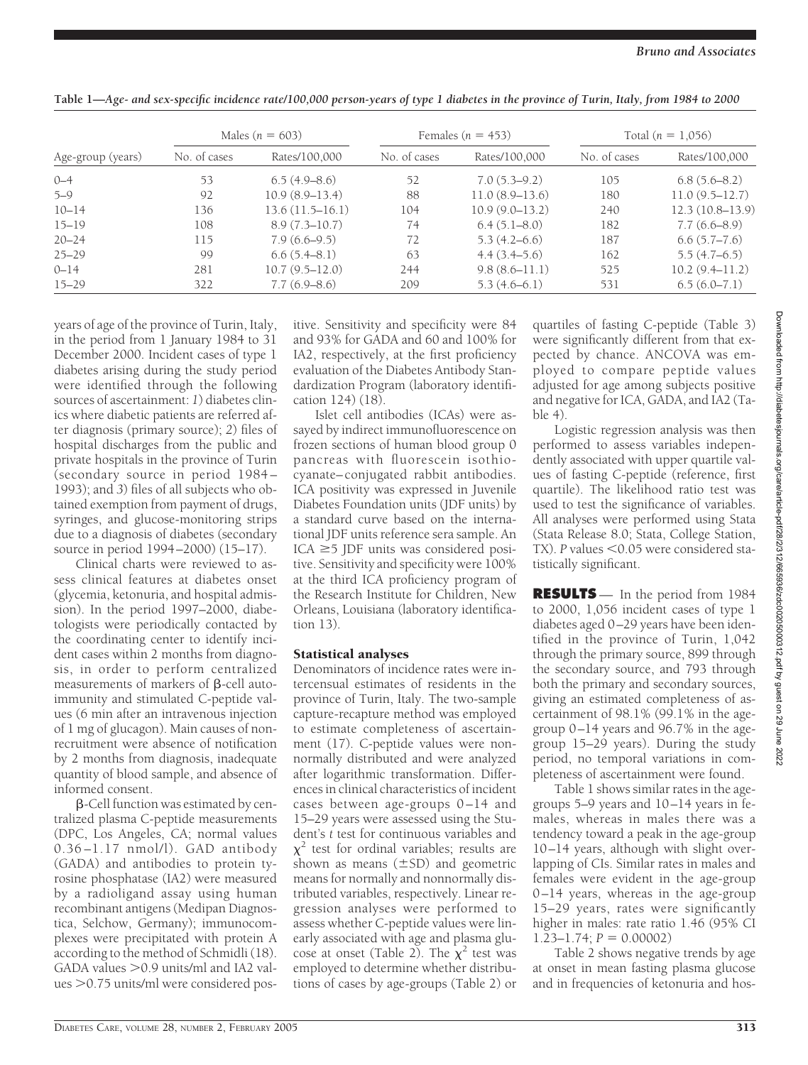**Table 1—Age- and sex-specific incidence rate/100,000 person-years of type 1 diabetes in the province of Turin, Italy, from 1984 to 2000**

| Age-group (years) | Males ($n$ = 603) | | Females ($n$ = 453) | | Total ($n$ = 1,056) | |
|---|---|---|---|---|---|---|
| | No. of cases | Rates/100,000 | No. of cases | Rates/100,000 | No. of cases | Rates/100,000 |
| 0–4 | 53 | 6.5 (4.9–8.6) | 52 | 7.0 (5.3–9.2) | 105 | 6.8 (5.6–8.2) |
| 5–9 | 92 | 10.9 (8.9–13.4) | 88 | 11.0 (8.9–13.6) | 180 | 11.0 (9.5–12.7) |
| 10–14 | 136 | 13.6 (11.5–16.1) | 104 | 10.9 (9.0–13.2) | 240 | 12.3 (10.8–13.9) |
| 15–19 | 108 | 8.9 (7.3–10.7) | 74 | 6.4 (5.1–8.0) | 182 | 7.7 (6.6–8.9) |
| 20–24 | 115 | 7.9 (6.6–9.5) | 72 | 5.3 (4.2–6.6) | 187 | 6.6 (5.7–7.6) |
| 25–29 | 99 | 6.6 (5.4–8.1) | 63 | 4.4 (3.4–5.6) | 162 | 5.5 (4.7–6.5) |
| 0–14 | 281 | 10.7 (9.5–12.0) | 244 | 9.8 (8.6–11.1) | 525 | 10.2 (9.4–11.2) |
| 15–29 | 322 | 7.7 (6.9–8.6) | 209 | 5.3 (4.6–6.1) | 531 | 6.5 (6.0–7.1) |

years of age of the province of Turin, Italy, in the period from 1 January 1984 to 31 December 2000. Incident cases of type 1 diabetes arising during the study period were identified through the following sources of ascertainment: *1*) diabetes clinics where diabetic patients are referred after diagnosis (primary source); *2*) files of hospital discharges from the public and private hospitals in the province of Turin (secondary source in period 1984–1993); and *3*) files of all subjects who obtained exemption from payment of drugs, syringes, and glucose-monitoring strips due to a diagnosis of diabetes (secondary source in period 1994–2000) (15–17).

Clinical charts were reviewed to assess clinical features at diabetes onset (glycemia, ketonuria, and hospital admission). In the period 1997–2000, diabetologists were periodically contacted by the coordinating center to identify incident cases within 2 months from diagnosis, in order to perform centralized measurements of markers of β-cell autoimmunity and stimulated C-peptide values (6 min after an intravenous injection of 1 mg of glucagon). Main causes of nonrecruitment were absence of notification by 2 months from diagnosis, inadequate quantity of blood sample, and absence of informed consent.

β-Cell function was estimated by centralized plasma C-peptide measurements (DPC, Los Angeles, CA; normal values 0.36–1.17 nmol/l). GAD antibody (GADA) and antibodies to protein tyrosine phosphatase (IA2) were measured by a radioligand assay using human recombinant antigens (Medipan Diagnostica, Selchow, Germany); immunocomplexes were precipitated with protein A according to the method of Schmidli (18). GADA values >0.9 units/ml and IA2 values >0.75 units/ml were considered positive. Sensitivity and specificity were 84 and 93% for GADA and 60 and 100% for IA2, respectively, at the first proficiency evaluation of the Diabetes Antibody Standardization Program (laboratory identification 124) (18).

Islet cell antibodies (ICAs) were assayed by indirect immunofluorescence on frozen sections of human blood group 0 pancreas with fluorescein isothiocyanate–conjugated rabbit antibodies. ICA positivity was expressed in Juvenile Diabetes Foundation units (JDF units) by a standard curve based on the international JDF units reference sera sample. An ICA ≥5 JDF units was considered positive. Sensitivity and specificity were 100% at the third ICA proficiency program of the Research Institute for Children, New Orleans, Louisiana (laboratory identification 13).

### Statistical analyses

Denominators of incidence rates were intercensual estimates of residents in the province of Turin, Italy. The two-sample capture-recapture method was employed to estimate completeness of ascertainment (17). C-peptide values were nonnormally distributed and were analyzed after logarithmic transformation. Differences in clinical characteristics of incident cases between age-groups 0–14 and 15–29 years were assessed using the Student's $t$ test for continuous variables and $\chi^2$ test for ordinal variables; results are shown as means (±SD) and geometric means for normally and nonnormally distributed variables, respectively. Linear regression analyses were performed to assess whether C-peptide values were linearly associated with age and plasma glucose at onset (Table 2). The $\chi^2$ test was employed to determine whether distributions of cases by age-groups (Table 2) or quartiles of fasting C-peptide (Table 3) were significantly different from that expected by chance. ANCOVA was employed to compare peptide values adjusted for age among subjects positive and negative for ICA, GADA, and IA2 (Table 4).

Logistic regression analysis was then performed to assess variables independently associated with upper quartile values of fasting C-peptide (reference, first quartile). The likelihood ratio test was used to test the significance of variables. All analyses were performed using Stata (Stata Release 8.0; Stata, College Station, TX). $P$ values <0.05 were considered statistically significant.

## RESULTS

In the period from 1984 to 2000, 1,056 incident cases of type 1 diabetes aged 0–29 years have been identified in the province of Turin, 1,042 through the primary source, 899 through the secondary source, and 793 through both the primary and secondary sources, giving an estimated completeness of ascertainment of 98.1% (99.1% in the age-group 0–14 years and 96.7% in the age-group 15–29 years). During the study period, no temporal variations in completeness of ascertainment were found.

Table 1 shows similar rates in the age-groups 5–9 years and 10–14 years in females, whereas in males there was a tendency toward a peak in the age-group 10–14 years, although with slight overlapping of CIs. Similar rates in males and females were evident in the age-group 0–14 years, whereas in the age-group 15–29 years, rates were significantly higher in males: rate ratio 1.46 (95% CI 1.23–1.74; $P$ = 0.00002)

Table 2 shows negative trends by age at onset in mean fasting plasma glucose and in frequencies of ketonuria and hos-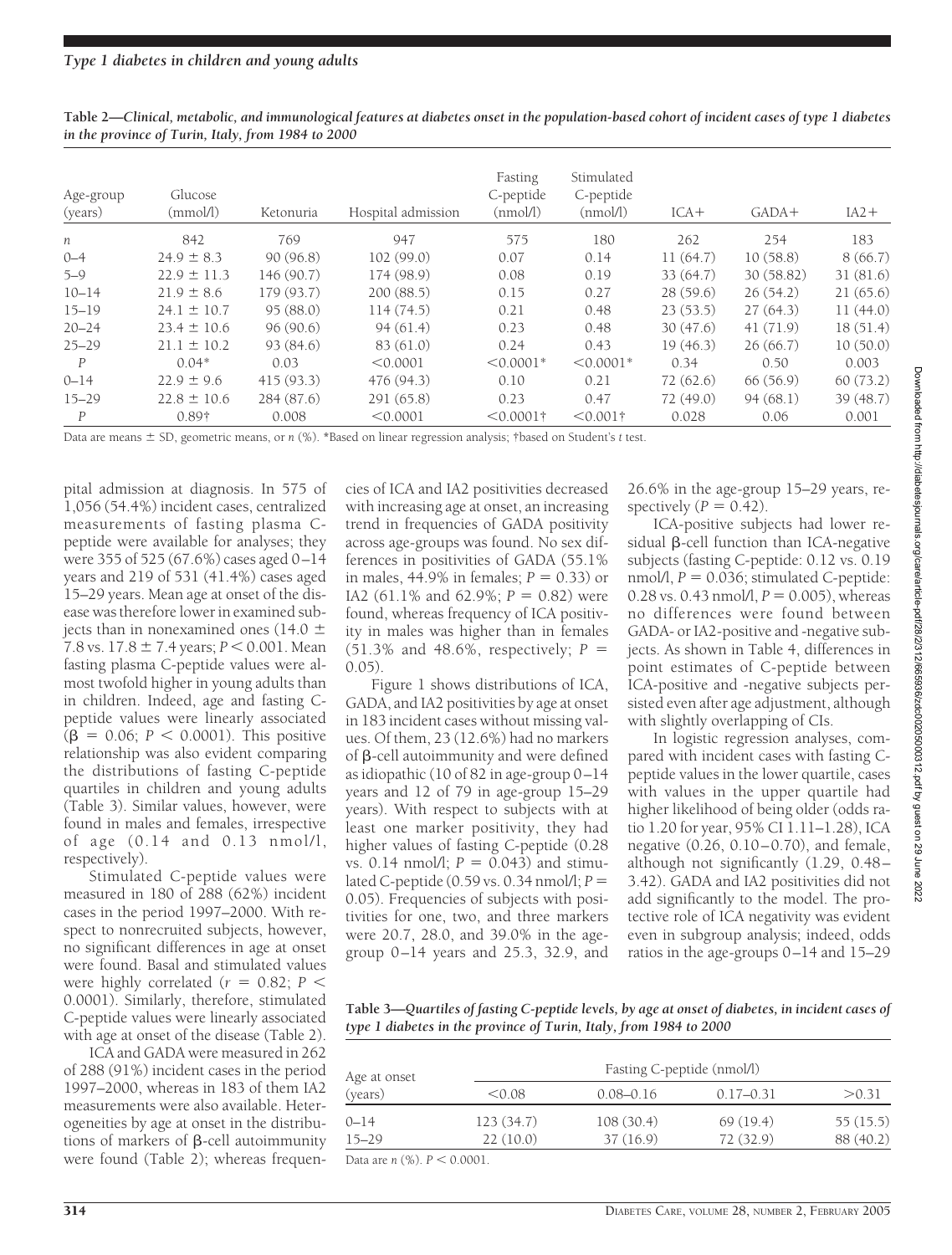**Table 2—*Clinical, metabolic, and immunological features at diabetes onset in the population-based cohort of incident cases of type 1 diabetes in the province of Turin, Italy, from 1984 to 2000***

| Age-group (years) | Glucose (mmol/l) | Ketonuria | Hospital admission | Fasting C-peptide (nmol/l) | Stimulated C-peptide (nmol/l) | ICA+ | GADA+ | IA2+ |
|---|---|---|---|---|---|---|---|---|
| *n* | 842 | 769 | 947 | 575 | 180 | 262 | 254 | 183 |
| 0–4 | 24.9 ± 8.3 | 90 (96.8) | 102 (99.0) | 0.07 | 0.14 | 11 (64.7) | 10 (58.8) | 8 (66.7) |
| 5–9 | 22.9 ± 11.3 | 146 (90.7) | 174 (98.9) | 0.08 | 0.19 | 33 (64.7) | 30 (58.82) | 31 (81.6) |
| 10–14 | 21.9 ± 8.6 | 179 (93.7) | 200 (88.5) | 0.15 | 0.27 | 28 (59.6) | 26 (54.2) | 21 (65.6) |
| 15–19 | 24.1 ± 10.7 | 95 (88.0) | 114 (74.5) | 0.21 | 0.48 | 23 (53.5) | 27 (64.3) | 11 (44.0) |
| 20–24 | 23.4 ± 10.6 | 96 (90.6) | 94 (61.4) | 0.23 | 0.48 | 30 (47.6) | 41 (71.9) | 18 (51.4) |
| 25–29 | 21.1 ± 10.2 | 93 (84.6) | 83 (61.0) | 0.24 | 0.43 | 19 (46.3) | 26 (66.7) | 10 (50.0) |
| *P* | 0.04* | 0.03 | <0.0001 | <0.0001* | <0.0001* | 0.34 | 0.50 | 0.003 |
| 0–14 | 22.9 ± 9.6 | 415 (93.3) | 476 (94.3) | 0.10 | 0.21 | 72 (62.6) | 66 (56.9) | 60 (73.2) |
| 15–29 | 22.8 ± 10.6 | 284 (87.6) | 291 (65.8) | 0.23 | 0.47 | 72 (49.0) | 94 (68.1) | 39 (48.7) |
| *P* | 0.89† | 0.008 | <0.0001 | <0.0001† | <0.001† | 0.028 | 0.06 | 0.001 |

Data are means ± SD, geometric means, or *n* (%). *Based on linear regression analysis; †based on Student's *t* test.

pital admission at diagnosis. In 575 of 1,056 (54.4%) incident cases, centralized measurements of fasting plasma C-peptide were available for analyses; they were 355 of 525 (67.6%) cases aged 0–14 years and 219 of 531 (41.4%) cases aged 15–29 years. Mean age at onset of the disease was therefore lower in examined subjects than in nonexamined ones (14.0 ± 7.8 vs. 17.8 ± 7.4 years; $P < 0.001$. Mean fasting plasma C-peptide values were almost twofold higher in young adults than in children. Indeed, age and fasting C-peptide values were linearly associated ($\beta = 0.06$; $P < 0.0001$). This positive relationship was also evident comparing the distributions of fasting C-peptide quartiles in children and young adults (Table 3). Similar values, however, were found in males and females, irrespective of age (0.14 and 0.13 nmol/l, respectively).

Stimulated C-peptide values were measured in 180 of 288 (62%) incident cases in the period 1997–2000. With respect to nonrecruited subjects, however, no significant differences in age at onset were found. Basal and stimulated values were highly correlated ($r = 0.82$; $P < 0.0001$). Similarly, therefore, stimulated C-peptide values were linearly associated with age at onset of the disease (Table 2).

ICA and GADA were measured in 262 of 288 (91%) incident cases in the period 1997–2000, whereas in 183 of them IA2 measurements were also available. Heterogeneities by age at onset in the distributions of markers of β-cell autoimmunity were found (Table 2); whereas frequencies of ICA and IA2 positivities decreased with increasing age at onset, an increasing trend in frequencies of GADA positivity across age-groups was found. No sex differences in positivities of GADA (55.1% in males, 44.9% in females; $P = 0.33$) or IA2 (61.1% and 62.9%; $P = 0.82$) were found, whereas frequency of ICA positivity in males was higher than in females (51.3% and 48.6%, respectively; $P = 0.05$).

Figure 1 shows distributions of ICA, GADA, and IA2 positivities by age at onset in 183 incident cases without missing values. Of them, 23 (12.6%) had no markers of β-cell autoimmunity and were defined as idiopathic (10 of 82 in age-group 0–14 years and 12 of 79 in age-group 15–29 years). With respect to subjects with at least one marker positivity, they had higher values of fasting C-peptide (0.28 vs. 0.14 nmol/l; $P = 0.043$) and stimulated C-peptide (0.59 vs. 0.34 nmol/l; $P = 0.05$). Frequencies of subjects with positivities for one, two, and three markers were 20.7, 28.0, and 39.0% in the age-group 0–14 years and 25.3, 32.9, and 26.6% in the age-group 15–29 years, respectively ($P = 0.42$).

ICA-positive subjects had lower residual β-cell function than ICA-negative subjects (fasting C-peptide: 0.12 vs. 0.19 nmol/l, $P = 0.036$; stimulated C-peptide: 0.28 vs. 0.43 nmol/l, $P = 0.005$), whereas no differences were found between GADA- or IA2-positive and -negative subjects. As shown in Table 4, differences in point estimates of C-peptide between ICA-positive and -negative subjects persisted even after age adjustment, although with slightly overlapping of CIs.

In logistic regression analyses, compared with incident cases with fasting C-peptide values in the lower quartile, cases with values in the upper quartile had higher likelihood of being older (odds ratio 1.20 for year, 95% CI 1.11–1.28), ICA negative (0.26, 0.10–0.70), and female, although not significantly (1.29, 0.48–3.42). GADA and IA2 positivities did not add significantly to the model. The protective role of ICA negativity was evident even in subgroup analysis; indeed, odds ratios in the age-groups 0–14 and 15–29

**Table 3—*Quartiles of fasting C-peptide levels, by age at onset of diabetes, in incident cases of type 1 diabetes in the province of Turin, Italy, from 1984 to 2000***

| Age at onset (years) | Fasting C-peptide (nmol/l) | | | |
|---|---|---|---|---|
| | <0.08 | 0.08–0.16 | 0.17–0.31 | >0.31 |
| 0–14 | 123 (34.7) | 108 (30.4) | 69 (19.4) | 55 (15.5) |
| 15–29 | 22 (10.0) | 37 (16.9) | 72 (32.9) | 88 (40.2) |

Data are *n* (%). $P < 0.0001$.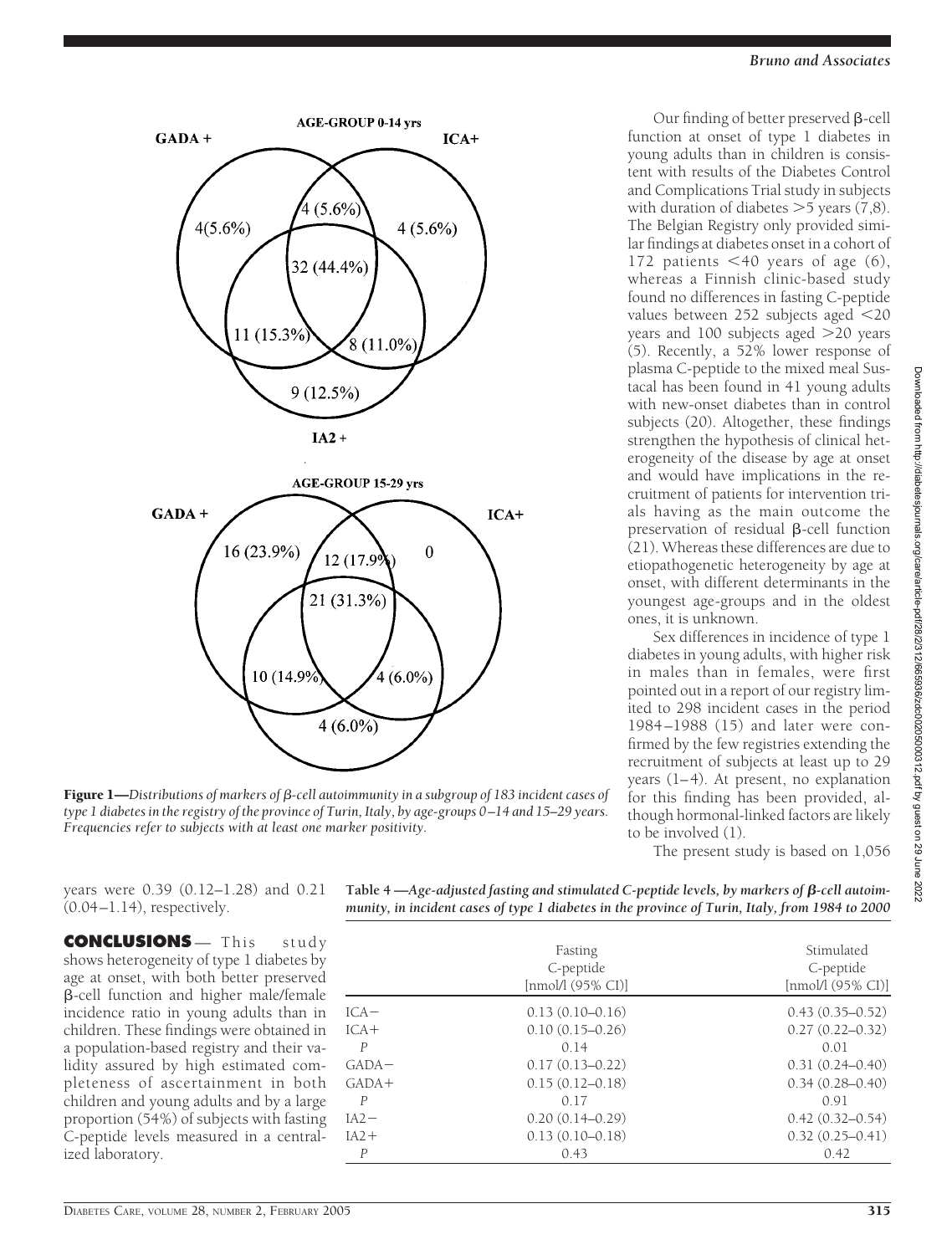**Figure 1—***Distributions of markers of β-cell autoimmunity in a subgroup of 183 incident cases of type 1 diabetes in the registry of the province of Turin, Italy, by age-groups 0–14 and 15–29 years. Frequencies refer to subjects with at least one marker positivity.*

Our finding of better preserved β-cell function at onset of type 1 diabetes in young adults than in children is consistent with results of the Diabetes Control and Complications Trial study in subjects with duration of diabetes >5 years (7,8). The Belgian Registry only provided similar findings at diabetes onset in a cohort of 172 patients <40 years of age (6), whereas a Finnish clinic-based study found no differences in fasting C-peptide values between 252 subjects aged <20 years and 100 subjects aged >20 years (5). Recently, a 52% lower response of plasma C-peptide to the mixed meal Sustacal has been found in 41 young adults with new-onset diabetes than in control subjects (20). Altogether, these findings strengthen the hypothesis of clinical heterogeneity of the disease by age at onset and would have implications in the recruitment of patients for intervention trials having as the main outcome the preservation of residual β-cell function (21). Whereas these differences are due to etiopathogenetic heterogeneity by age at onset, with different determinants in the youngest age-groups and in the oldest ones, it is unknown.

Sex differences in incidence of type 1 diabetes in young adults, with higher risk in males than in females, were first pointed out in a report of our registry limited to 298 incident cases in the period 1984–1988 (15) and later were confirmed by the few registries extending the recruitment of subjects at least up to 29 years (1–4). At present, no explanation for this finding has been provided, although hormonal-linked factors are likely to be involved (1).

The present study is based on 1,056

years were 0.39 (0.12–1.28) and 0.21 (0.04–1.14), respectively.

## CONCLUSIONS

This study shows heterogeneity of type 1 diabetes by age at onset, with both better preserved β-cell function and higher male/female incidence ratio in young adults than in children. These findings were obtained in a population-based registry and their validity assured by high estimated completeness of ascertainment in both children and young adults and by a large proportion (54%) of subjects with fasting C-peptide levels measured in a centralized laboratory.

**Table 4**—*Age-adjusted fasting and stimulated C-peptide levels, by markers of β-cell autoimmunity, in incident cases of type 1 diabetes in the province of Turin, Italy, from 1984 to 2000*

| | Fasting C-peptide [nmol/l (95% CI)] | Stimulated C-peptide [nmol/l (95% CI)] |
|---|---|---|
| ICA− | 0.13 (0.10–0.16) | 0.43 (0.35–0.52) |
| ICA+ | 0.10 (0.15–0.26) | 0.27 (0.22–0.32) |
| *P* | 0.14 | 0.01 |
| GADA− | 0.17 (0.13–0.22) | 0.31 (0.24–0.40) |
| GADA+ | 0.15 (0.12–0.18) | 0.34 (0.28–0.40) |
| *P* | 0.17 | 0.91 |
| IA2− | 0.20 (0.14–0.29) | 0.42 (0.32–0.54) |
| IA2+ | 0.13 (0.10–0.18) | 0.32 (0.25–0.41) |
| *P* | 0.43 | 0.42 |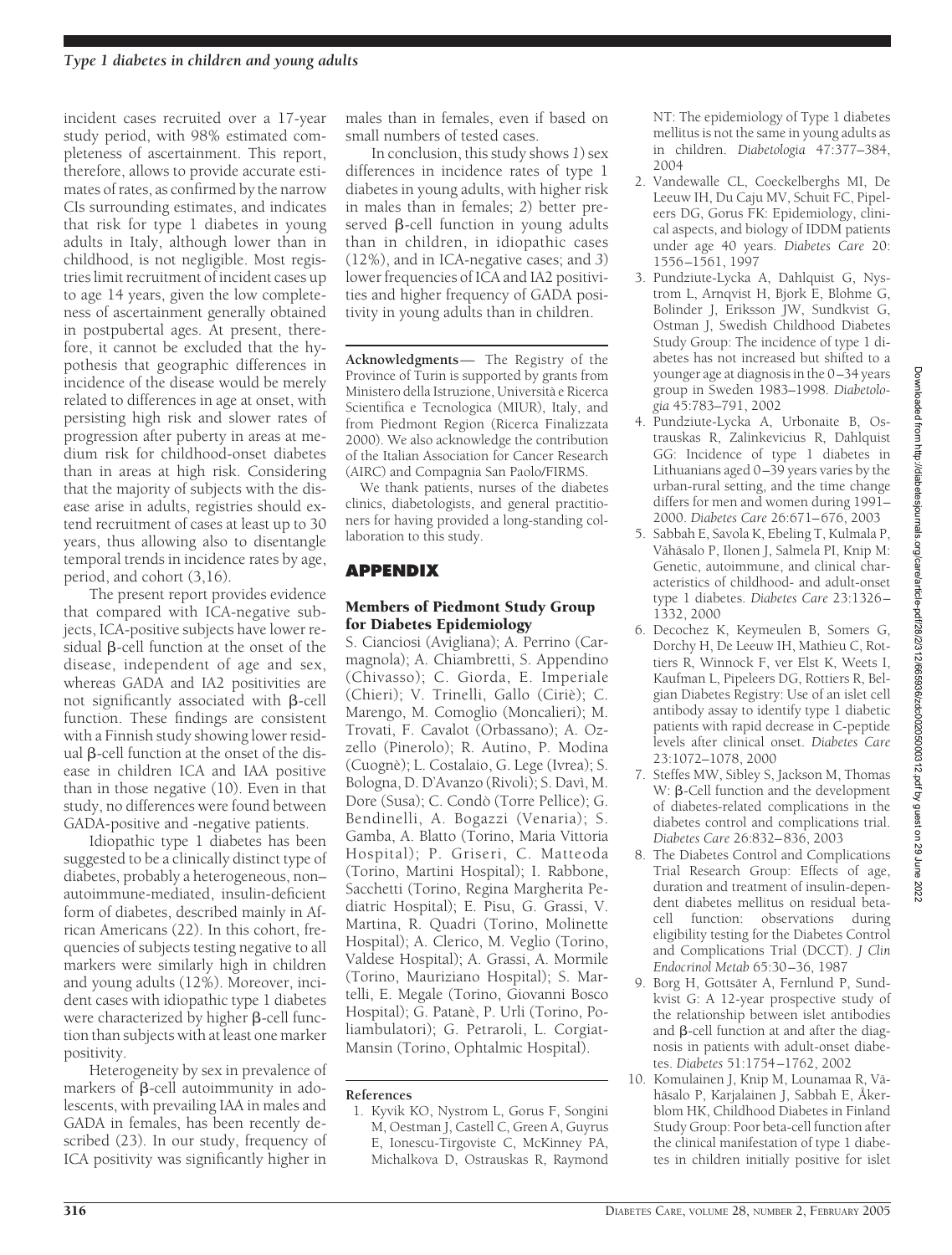incident cases recruited over a 17-year study period, with 98% estimated completeness of ascertainment. This report, therefore, allows to provide accurate estimates of rates, as confirmed by the narrow CIs surrounding estimates, and indicates that risk for type 1 diabetes in young adults in Italy, although lower than in childhood, is not negligible. Most registries limit recruitment of incident cases up to age 14 years, given the low completeness of ascertainment generally obtained in postpubertal ages. At present, therefore, it cannot be excluded that the hypothesis that geographic differences in incidence of the disease would be merely related to differences in age at onset, with persisting high risk and slower rates of progression after puberty in areas at medium risk for childhood-onset diabetes than in areas at high risk. Considering that the majority of subjects with the disease arise in adults, registries should extend recruitment of cases at least up to 30 years, thus allowing also to disentangle temporal trends in incidence rates by age, period, and cohort (3,16).

The present report provides evidence that compared with ICA-negative subjects, ICA-positive subjects have lower residual β-cell function at the onset of the disease, independent of age and sex, whereas GADA and IA2 positivities are not significantly associated with β-cell function. These findings are consistent with a Finnish study showing lower residual β-cell function at the onset of the disease in children ICA and IAA positive than in those negative (10). Even in that study, no differences were found between GADA-positive and -negative patients.

Idiopathic type 1 diabetes has been suggested to be a clinically distinct type of diabetes, probably a heterogeneous, non–autoimmune-mediated, insulin-deficient form of diabetes, described mainly in African Americans (22). In this cohort, frequencies of subjects testing negative to all markers were similarly high in children and young adults (12%). Moreover, incident cases with idiopathic type 1 diabetes were characterized by higher β-cell function than subjects with at least one marker positivity.

Heterogeneity by sex in prevalence of markers of β-cell autoimmunity in adolescents, with prevailing IAA in males and GADA in females, has been recently described (23). In our study, frequency of ICA positivity was significantly higher in males than in females, even if based on small numbers of tested cases.

In conclusion, this study shows *1*) sex differences in incidence rates of type 1 diabetes in young adults, with higher risk in males than in females; *2*) better preserved β-cell function in young adults than in children, in idiopathic cases (12%), and in ICA-negative cases; and *3*) lower frequencies of ICA and IA2 positivities and higher frequency of GADA positivity in young adults than in children.

**Acknowledgments**— The Registry of the Province of Turin is supported by grants from Ministero della Istruzione, Università e Ricerca Scientifica e Tecnologica (MIUR), Italy, and from Piedmont Region (Ricerca Finalizzata 2000). We also acknowledge the contribution of the Italian Association for Cancer Research (AIRC) and Compagnia San Paolo/FIRMS.

We thank patients, nurses of the diabetes clinics, diabetologists, and general practitioners for having provided a long-standing collaboration to this study.

## APPENDIX

### Members of Piedmont Study Group for Diabetes Epidemiology

S. Cianciosi (Avigliana); A. Perrino (Carmagnola); A. Chiambretti, S. Appendino (Chivasso); C. Giorda, E. Imperiale (Chieri); V. Trinelli, Gallo (Ciriè); C. Marengo, M. Comoglio (Moncalieri); M. Trovati, F. Cavalot (Orbassano); A. Ozzello (Pinerolo); R. Autino, P. Modina (Cuognè); L. Costalaio, G. Lege (Ivrea); S. Bologna, D. D'Avanzo (Rivoli); S. Davì, M. Dore (Susa); C. Condò (Torre Pellice); G. Bendinelli, A. Bogazzi (Venaria); S. Gamba, A. Blatto (Torino, Maria Vittoria Hospital); P. Griseri, C. Matteoda (Torino, Martini Hospital); I. Rabbone, Sacchetti (Torino, Regina Margherita Pediatric Hospital); E. Pisu, G. Grassi, V. Martina, R. Quadri (Torino, Molinette Hospital); A. Clerico, M. Veglio (Torino, Valdese Hospital); A. Grassi, A. Mormile (Torino, Mauriziano Hospital); S. Martelli, E. Megale (Torino, Giovanni Bosco Hospital); G. Patanè, P. Urli (Torino, Poliambulatori); G. Petraroli, L. Corgiat-Mansin (Torino, Ophtalmic Hospital).

### References

1. Kyvik KO, Nystrom L, Gorus F, Songini M, Oestman J, Castell C, Green A, Guyrus E, Ionescu-Tirgoviste C, McKinney PA, Michalkova D, Ostrauskas R, Raymond NT: The epidemiology of Type 1 diabetes mellitus is not the same in young adults as in children. *Diabetologia* 47:377–384, 2004
2. Vandewalle CL, Coeckelberghs MI, De Leeuw IH, Du Caju MV, Schuit FC, Pipeleers DG, Gorus FK: Epidemiology, clinical aspects, and biology of IDDM patients under age 40 years. *Diabetes Care* 20: 1556–1561, 1997
3. Pundziute-Lycka A, Dahlquist G, Nystrom L, Arnqvist H, Bjork E, Blohme G, Bolinder J, Eriksson JW, Sundkvist G, Ostman J, Swedish Childhood Diabetes Study Group: The incidence of type 1 diabetes has not increased but shifted to a younger age at diagnosis in the 0–34 years group in Sweden 1983–1998. *Diabetologia* 45:783–791, 2002
4. Pundziute-Lycka A, Urbonaite B, Ostrauskas R, Zalinkevicius R, Dahlquist GG: Incidence of type 1 diabetes in Lithuanians aged 0–39 years varies by the urban-rural setting, and the time change differs for men and women during 1991–2000. *Diabetes Care* 26:671–676, 2003
5. Sabbah E, Savola K, Ebeling T, Kulmala P, Vähäsalo P, Ilonen J, Salmela PI, Knip M: Genetic, autoimmune, and clinical characteristics of childhood- and adult-onset type 1 diabetes. *Diabetes Care* 23:1326–1332, 2000
6. Decochez K, Keymeulen B, Somers G, Dorchy H, De Leeuw IH, Mathieu C, Rottiers R, Winnock F, ver Elst K, Weets I, Kaufman L, Pipeleers DG, Rottiers R, Belgian Diabetes Registry: Use of an islet cell antibody assay to identify type 1 diabetic patients with rapid decrease in C-peptide levels after clinical onset. *Diabetes Care* 23:1072–1078, 2000
7. Steffes MW, Sibley S, Jackson M, Thomas W: β-Cell function and the development of diabetes-related complications in the diabetes control and complications trial. *Diabetes Care* 26:832–836, 2003
8. The Diabetes Control and Complications Trial Research Group: Effects of age, duration and treatment of insulin-dependent diabetes mellitus on residual beta-cell function: observations during eligibility testing for the Diabetes Control and Complications Trial (DCCT). *J Clin Endocrinol Metab* 65:30–36, 1987
9. Borg H, Gottsäter A, Fernlund P, Sundkvist G: A 12-year prospective study of the relationship between islet antibodies and β-cell function at and after the diagnosis in patients with adult-onset diabetes. *Diabetes* 51:1754–1762, 2002
10. Komulainen J, Knip M, Lounamaa R, Vähäsalo P, Karjalainen J, Sabbah E, Åkerblom HK, Childhood Diabetes in Finland Study Group: Poor beta-cell function after the clinical manifestation of type 1 diabetes in children initially positive for islet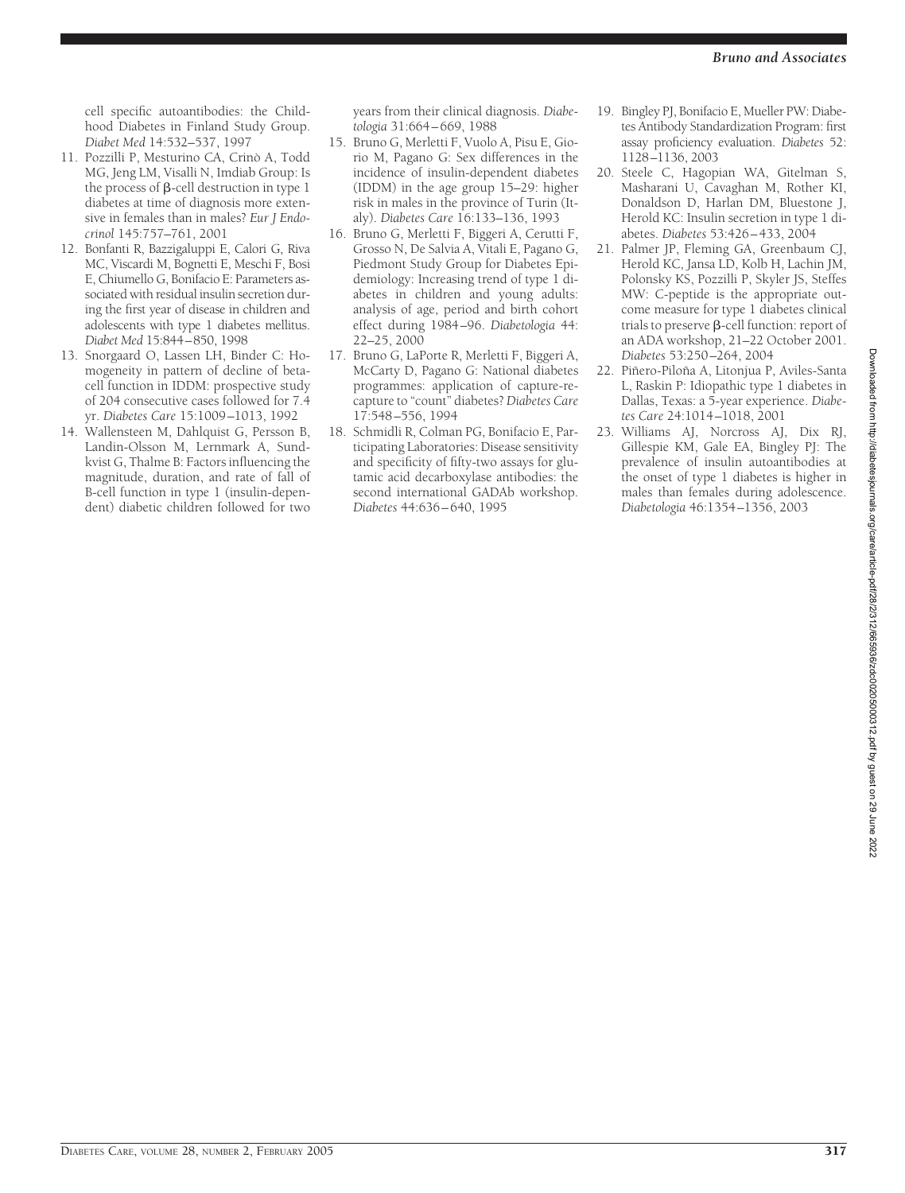cell specific autoantibodies: the Childhood Diabetes in Finland Study Group. *Diabet Med* 14:532–537, 1997

11. Pozzilli P, Mesturino CA, Crinò A, Todd MG, Jeng LM, Visalli N, Imdiab Group: Is the process of β-cell destruction in type 1 diabetes at time of diagnosis more extensive in females than in males? *Eur J Endocrinol* 145:757–761, 2001
12. Bonfanti R, Bazzigaluppi E, Calori G, Riva MC, Viscardi M, Bognetti E, Meschi F, Bosi E, Chiumello G, Bonifacio E: Parameters associated with residual insulin secretion during the first year of disease in children and adolescents with type 1 diabetes mellitus. *Diabet Med* 15:844–850, 1998
13. Snorgaard O, Lassen LH, Binder C: Homogeneity in pattern of decline of beta-cell function in IDDM: prospective study of 204 consecutive cases followed for 7.4 yr. *Diabetes Care* 15:1009–1013, 1992
14. Wallensteen M, Dahlquist G, Persson B, Landin-Olsson M, Lernmark A, Sundkvist G, Thalme B: Factors influencing the magnitude, duration, and rate of fall of B-cell function in type 1 (insulin-dependent) diabetic children followed for two years from their clinical diagnosis. *Diabetologia* 31:664–669, 1988
15. Bruno G, Merletti F, Vuolo A, Pisu E, Giorio M, Pagano G: Sex differences in the incidence of insulin-dependent diabetes (IDDM) in the age group 15–29: higher risk in males in the province of Turin (Italy). *Diabetes Care* 16:133–136, 1993
16. Bruno G, Merletti F, Biggeri A, Cerutti F, Grosso N, De Salvia A, Vitali E, Pagano G, Piedmont Study Group for Diabetes Epidemiology: Increasing trend of type 1 diabetes in children and young adults: analysis of age, period and birth cohort effect during 1984–96. *Diabetologia* 44: 22–25, 2000
17. Bruno G, LaPorte R, Merletti F, Biggeri A, McCarty D, Pagano G: National diabetes programmes: application of capture-recapture to "count" diabetes? *Diabetes Care* 17:548–556, 1994
18. Schmidli R, Colman PG, Bonifacio E, Participating Laboratories: Disease sensitivity and specificity of fifty-two assays for glutamic acid decarboxylase antibodies: the second international GADAb workshop. *Diabetes* 44:636–640, 1995
19. Bingley PJ, Bonifacio E, Mueller PW: Diabetes Antibody Standardization Program: first assay proficiency evaluation. *Diabetes* 52: 1128–1136, 2003
20. Steele C, Hagopian WA, Gitelman S, Masharani U, Cavaghan M, Rother KI, Donaldson D, Harlan DM, Bluestone J, Herold KC: Insulin secretion in type 1 diabetes. *Diabetes* 53:426–433, 2004
21. Palmer JP, Fleming GA, Greenbaum CJ, Herold KC, Jansa LD, Kolb H, Lachin JM, Polonsky KS, Pozzilli P, Skyler JS, Steffes MW: C-peptide is the appropriate outcome measure for type 1 diabetes clinical trials to preserve β-cell function: report of an ADA workshop, 21–22 October 2001. *Diabetes* 53:250–264, 2004
22. Piñero-Piloña A, Litonjua P, Aviles-Santa L, Raskin P: Idiopathic type 1 diabetes in Dallas, Texas: a 5-year experience. *Diabetes Care* 24:1014–1018, 2001
23. Williams AJ, Norcross AJ, Dix RJ, Gillespie KM, Gale EA, Bingley PJ: The prevalence of insulin autoantibodies at the onset of type 1 diabetes is higher in males than females during adolescence. *Diabetologia* 46:1354–1356, 2003